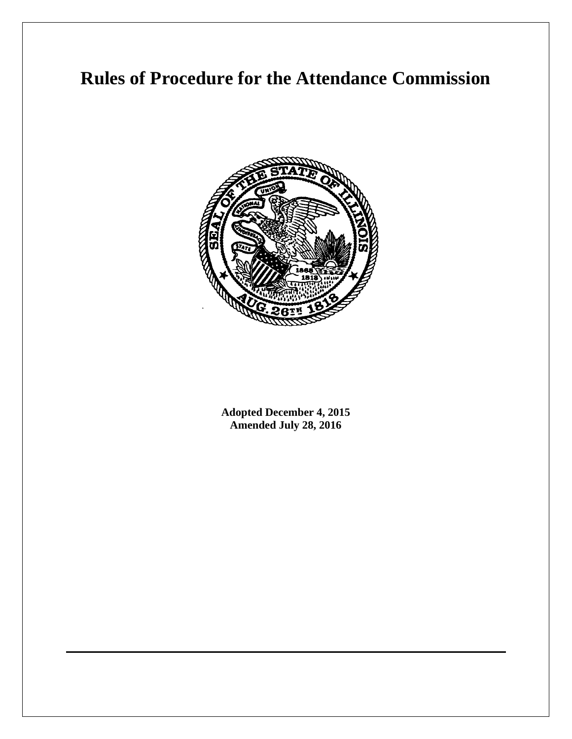# Rules of Procedure for the Attendance Commission

**Adopted December 4, 2015**
**Amended July 28, 2016**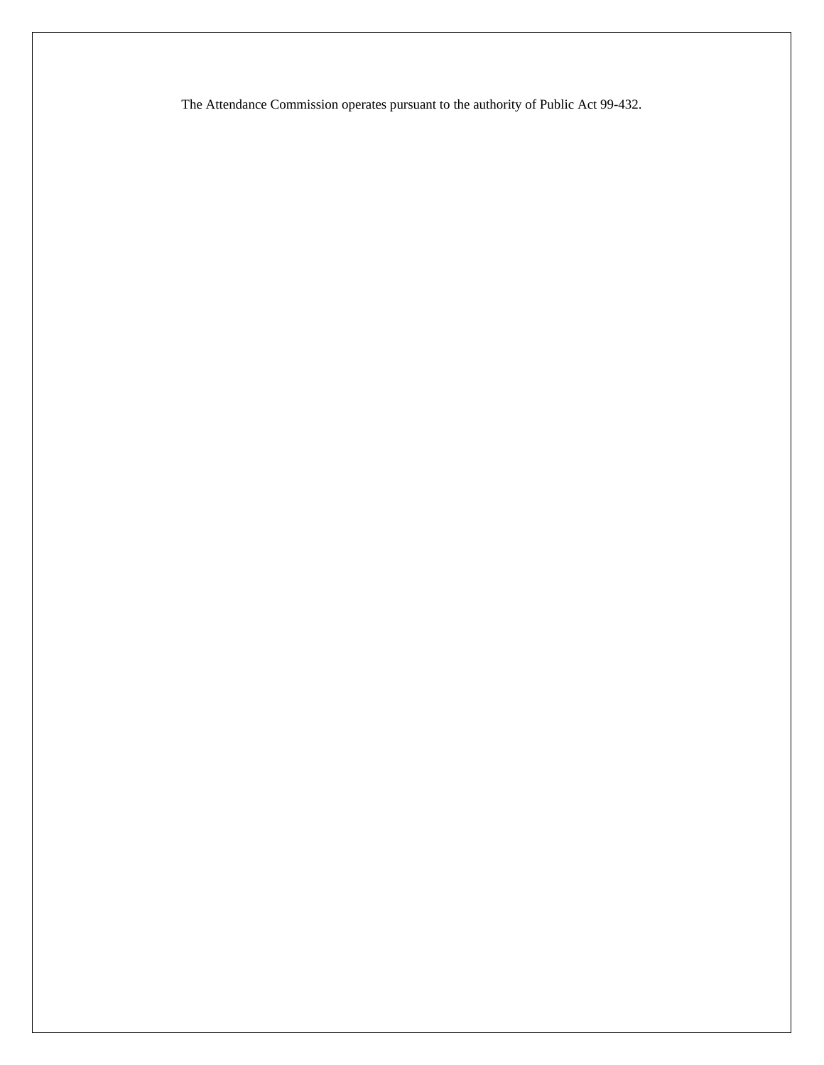The Attendance Commission operates pursuant to the authority of Public Act 99-432.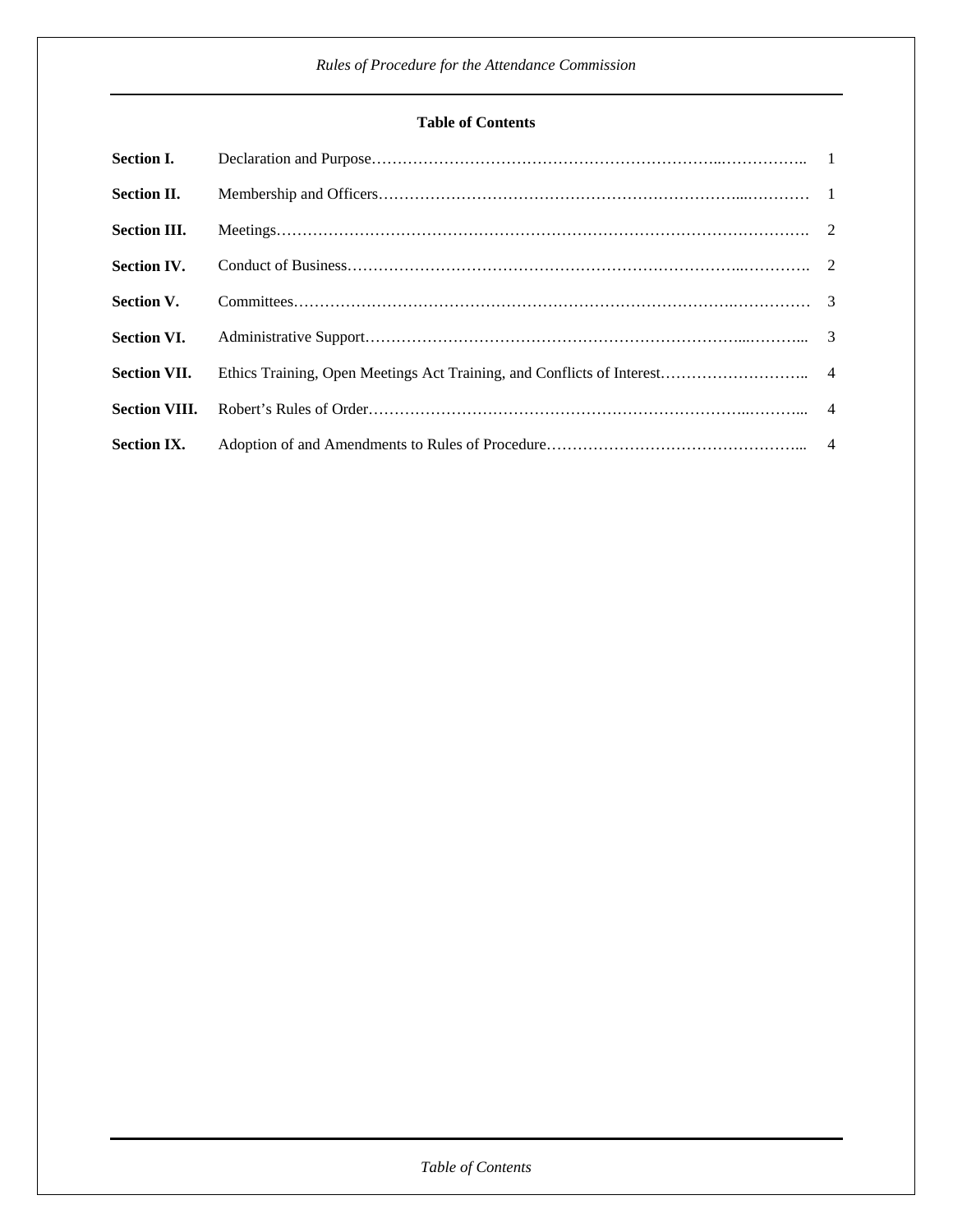**Table of Contents**

| | | |
|---|---|---|
| **Section I.** | Declaration and Purpose | 1 |
| **Section II.** | Membership and Officers | 1 |
| **Section III.** | Meetings | 2 |
| **Section IV.** | Conduct of Business | 2 |
| **Section V.** | Committees | 3 |
| **Section VI.** | Administrative Support | 3 |
| **Section VII.** | Ethics Training, Open Meetings Act Training, and Conflicts of Interest | 4 |
| **Section VIII.** | Robert's Rules of Order | 4 |
| **Section IX.** | Adoption of and Amendments to Rules of Procedure | 4 |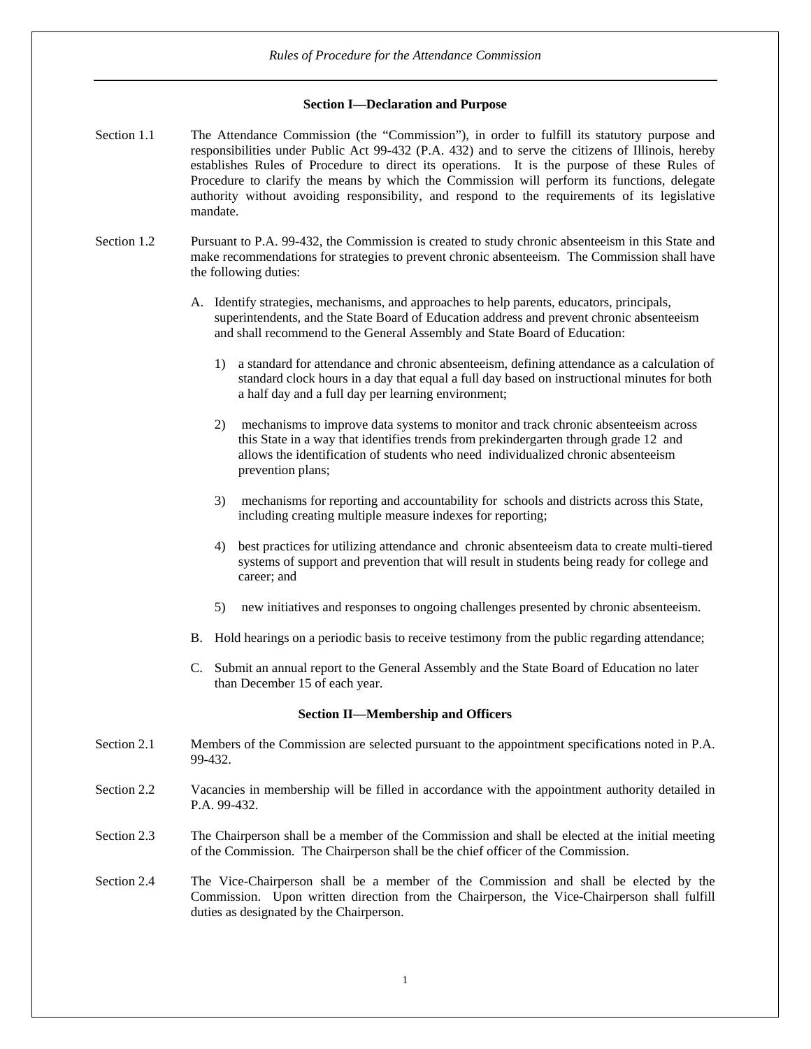### Section I—Declaration and Purpose

Section 1.1 The Attendance Commission (the "Commission"), in order to fulfill its statutory purpose and responsibilities under Public Act 99-432 (P.A. 432) and to serve the citizens of Illinois, hereby establishes Rules of Procedure to direct its operations. It is the purpose of these Rules of Procedure to clarify the means by which the Commission will perform its functions, delegate authority without avoiding responsibility, and respond to the requirements of its legislative mandate.

Section 1.2 Pursuant to P.A. 99-432, the Commission is created to study chronic absenteeism in this State and make recommendations for strategies to prevent chronic absenteeism. The Commission shall have the following duties:

A. Identify strategies, mechanisms, and approaches to help parents, educators, principals, superintendents, and the State Board of Education address and prevent chronic absenteeism and shall recommend to the General Assembly and State Board of Education:

   1) a standard for attendance and chronic absenteeism, defining attendance as a calculation of standard clock hours in a day that equal a full day based on instructional minutes for both a half day and a full day per learning environment;

   2) mechanisms to improve data systems to monitor and track chronic absenteeism across this State in a way that identifies trends from prekindergarten through grade 12 and allows the identification of students who need individualized chronic absenteeism prevention plans;

   3) mechanisms for reporting and accountability for schools and districts across this State, including creating multiple measure indexes for reporting;

   4) best practices for utilizing attendance and chronic absenteeism data to create multi-tiered systems of support and prevention that will result in students being ready for college and career; and

   5) new initiatives and responses to ongoing challenges presented by chronic absenteeism.

B. Hold hearings on a periodic basis to receive testimony from the public regarding attendance;

C. Submit an annual report to the General Assembly and the State Board of Education no later than December 15 of each year.

### Section II—Membership and Officers

Section 2.1 Members of the Commission are selected pursuant to the appointment specifications noted in P.A. 99-432.

Section 2.2 Vacancies in membership will be filled in accordance with the appointment authority detailed in P.A. 99-432.

Section 2.3 The Chairperson shall be a member of the Commission and shall be elected at the initial meeting of the Commission. The Chairperson shall be the chief officer of the Commission.

Section 2.4 The Vice-Chairperson shall be a member of the Commission and shall be elected by the Commission. Upon written direction from the Chairperson, the Vice-Chairperson shall fulfill duties as designated by the Chairperson.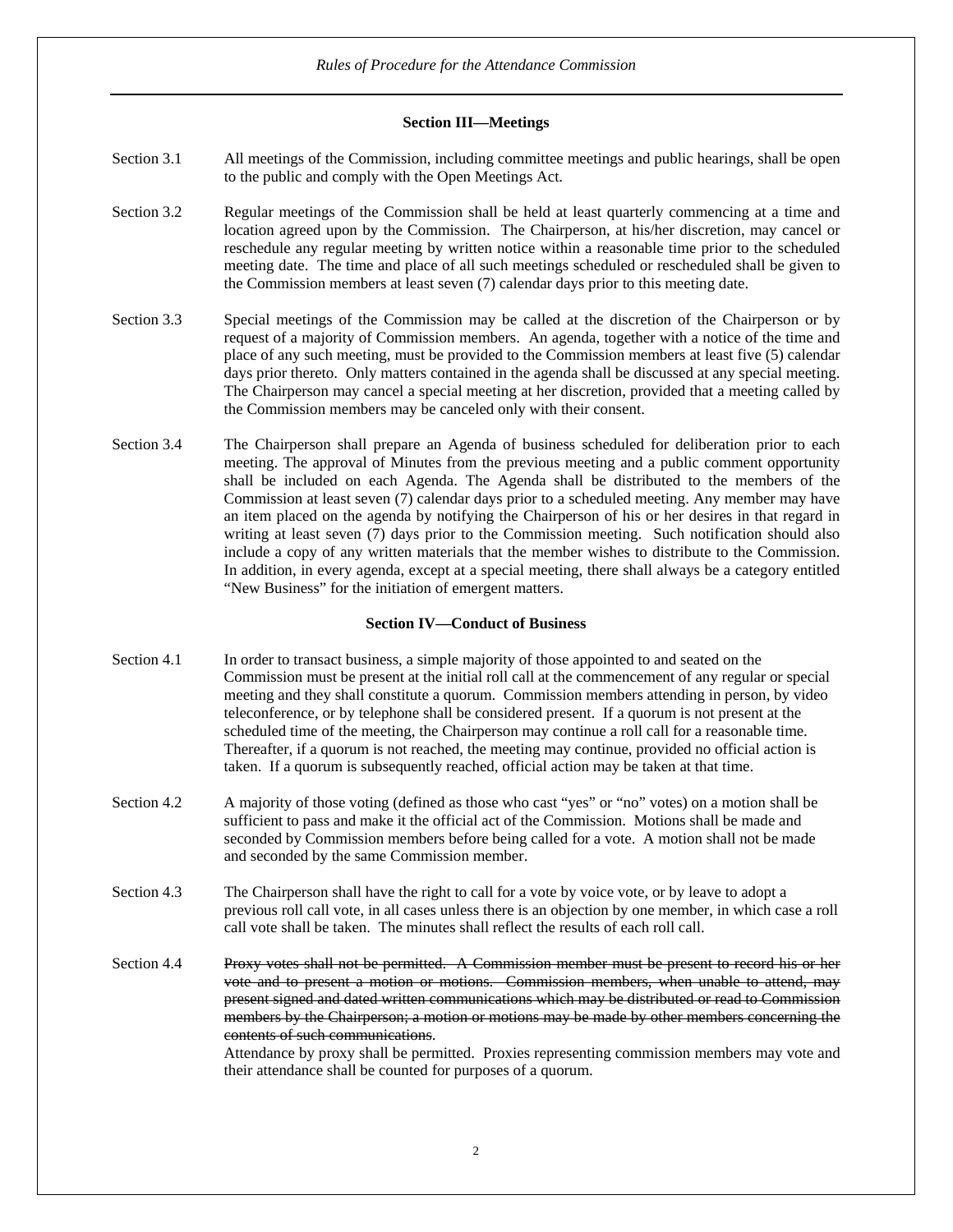### Section III—Meetings

Section 3.1 All meetings of the Commission, including committee meetings and public hearings, shall be open to the public and comply with the Open Meetings Act.

Section 3.2 Regular meetings of the Commission shall be held at least quarterly commencing at a time and location agreed upon by the Commission. The Chairperson, at his/her discretion, may cancel or reschedule any regular meeting by written notice within a reasonable time prior to the scheduled meeting date. The time and place of all such meetings scheduled or rescheduled shall be given to the Commission members at least seven (7) calendar days prior to this meeting date.

Section 3.3 Special meetings of the Commission may be called at the discretion of the Chairperson or by request of a majority of Commission members. An agenda, together with a notice of the time and place of any such meeting, must be provided to the Commission members at least five (5) calendar days prior thereto. Only matters contained in the agenda shall be discussed at any special meeting. The Chairperson may cancel a special meeting at her discretion, provided that a meeting called by the Commission members may be canceled only with their consent.

Section 3.4 The Chairperson shall prepare an Agenda of business scheduled for deliberation prior to each meeting. The approval of Minutes from the previous meeting and a public comment opportunity shall be included on each Agenda. The Agenda shall be distributed to the members of the Commission at least seven (7) calendar days prior to a scheduled meeting. Any member may have an item placed on the agenda by notifying the Chairperson of his or her desires in that regard in writing at least seven (7) days prior to the Commission meeting. Such notification should also include a copy of any written materials that the member wishes to distribute to the Commission. In addition, in every agenda, except at a special meeting, there shall always be a category entitled "New Business" for the initiation of emergent matters.

### Section IV—Conduct of Business

Section 4.1 In order to transact business, a simple majority of those appointed to and seated on the Commission must be present at the initial roll call at the commencement of any regular or special meeting and they shall constitute a quorum. Commission members attending in person, by video teleconference, or by telephone shall be considered present. If a quorum is not present at the scheduled time of the meeting, the Chairperson may continue a roll call for a reasonable time. Thereafter, if a quorum is not reached, the meeting may continue, provided no official action is taken. If a quorum is subsequently reached, official action may be taken at that time.

Section 4.2 A majority of those voting (defined as those who cast "yes" or "no" votes) on a motion shall be sufficient to pass and make it the official act of the Commission. Motions shall be made and seconded by Commission members before being called for a vote. A motion shall not be made and seconded by the same Commission member.

Section 4.3 The Chairperson shall have the right to call for a vote by voice vote, or by leave to adopt a previous roll call vote, in all cases unless there is an objection by one member, in which case a roll call vote shall be taken. The minutes shall reflect the results of each roll call.

Section 4.4 ~~Proxy votes shall not be permitted. A Commission member must be present to record his or her vote and to present a motion or motions. Commission members, when unable to attend, may present signed and dated written communications which may be distributed or read to Commission members by the Chairperson; a motion or motions may be made by other members concerning the contents of such communications.~~
Attendance by proxy shall be permitted. Proxies representing commission members may vote and their attendance shall be counted for purposes of a quorum.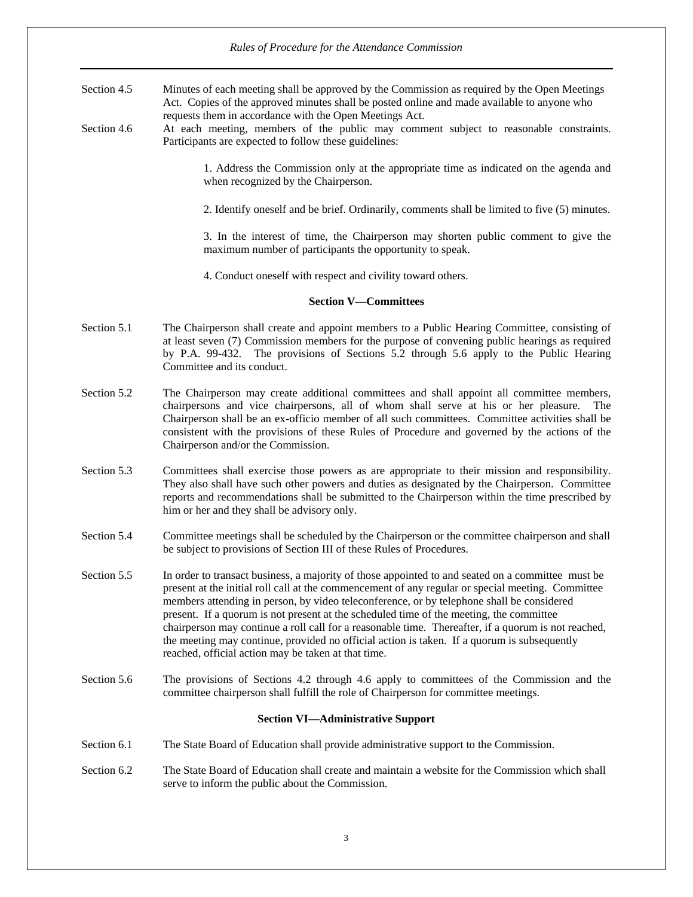Section 4.5 Minutes of each meeting shall be approved by the Commission as required by the Open Meetings Act. Copies of the approved minutes shall be posted online and made available to anyone who requests them in accordance with the Open Meetings Act.

Section 4.6 At each meeting, members of the public may comment subject to reasonable constraints. Participants are expected to follow these guidelines:

1. Address the Commission only at the appropriate time as indicated on the agenda and when recognized by the Chairperson.

2. Identify oneself and be brief. Ordinarily, comments shall be limited to five (5) minutes.

3. In the interest of time, the Chairperson may shorten public comment to give the maximum number of participants the opportunity to speak.

4. Conduct oneself with respect and civility toward others.

## Section V—Committees

Section 5.1 The Chairperson shall create and appoint members to a Public Hearing Committee, consisting of at least seven (7) Commission members for the purpose of convening public hearings as required by P.A. 99-432. The provisions of Sections 5.2 through 5.6 apply to the Public Hearing Committee and its conduct.

Section 5.2 The Chairperson may create additional committees and shall appoint all committee members, chairpersons and vice chairpersons, all of whom shall serve at his or her pleasure. The Chairperson shall be an ex-officio member of all such committees. Committee activities shall be consistent with the provisions of these Rules of Procedure and governed by the actions of the Chairperson and/or the Commission.

Section 5.3 Committees shall exercise those powers as are appropriate to their mission and responsibility. They also shall have such other powers and duties as designated by the Chairperson. Committee reports and recommendations shall be submitted to the Chairperson within the time prescribed by him or her and they shall be advisory only.

Section 5.4 Committee meetings shall be scheduled by the Chairperson or the committee chairperson and shall be subject to provisions of Section III of these Rules of Procedures.

Section 5.5 In order to transact business, a majority of those appointed to and seated on a committee must be present at the initial roll call at the commencement of any regular or special meeting. Committee members attending in person, by video teleconference, or by telephone shall be considered present. If a quorum is not present at the scheduled time of the meeting, the committee chairperson may continue a roll call for a reasonable time. Thereafter, if a quorum is not reached, the meeting may continue, provided no official action is taken. If a quorum is subsequently reached, official action may be taken at that time.

Section 5.6 The provisions of Sections 4.2 through 4.6 apply to committees of the Commission and the committee chairperson shall fulfill the role of Chairperson for committee meetings.

## Section VI—Administrative Support

Section 6.1 The State Board of Education shall provide administrative support to the Commission.

Section 6.2 The State Board of Education shall create and maintain a website for the Commission which shall serve to inform the public about the Commission.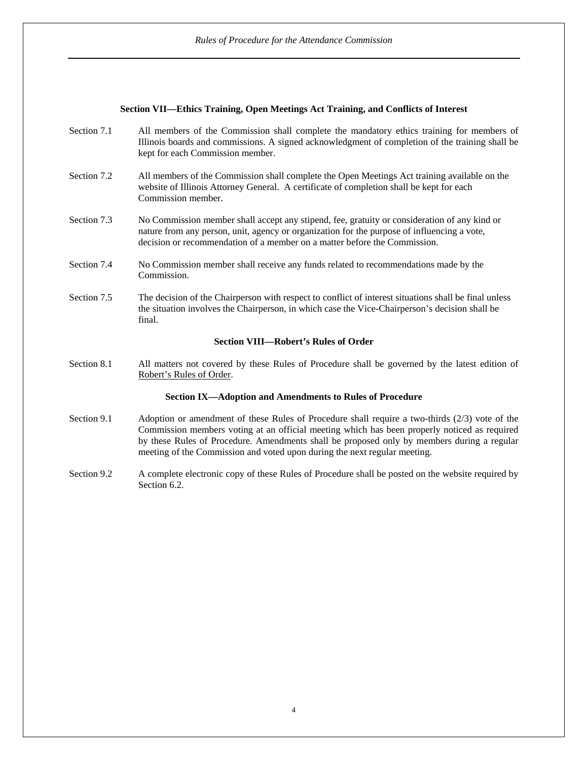## Section VII—Ethics Training, Open Meetings Act Training, and Conflicts of Interest

Section 7.1 All members of the Commission shall complete the mandatory ethics training for members of Illinois boards and commissions. A signed acknowledgment of completion of the training shall be kept for each Commission member.

Section 7.2 All members of the Commission shall complete the Open Meetings Act training available on the website of Illinois Attorney General. A certificate of completion shall be kept for each Commission member.

Section 7.3 No Commission member shall accept any stipend, fee, gratuity or consideration of any kind or nature from any person, unit, agency or organization for the purpose of influencing a vote, decision or recommendation of a member on a matter before the Commission.

Section 7.4 No Commission member shall receive any funds related to recommendations made by the Commission.

Section 7.5 The decision of the Chairperson with respect to conflict of interest situations shall be final unless the situation involves the Chairperson, in which case the Vice-Chairperson's decision shall be final.

## Section VIII—Robert's Rules of Order

Section 8.1 All matters not covered by these Rules of Procedure shall be governed by the latest edition of Robert's Rules of Order.

## Section IX—Adoption and Amendments to Rules of Procedure

Section 9.1 Adoption or amendment of these Rules of Procedure shall require a two-thirds (2/3) vote of the Commission members voting at an official meeting which has been properly noticed as required by these Rules of Procedure. Amendments shall be proposed only by members during a regular meeting of the Commission and voted upon during the next regular meeting.

Section 9.2 A complete electronic copy of these Rules of Procedure shall be posted on the website required by Section 6.2.